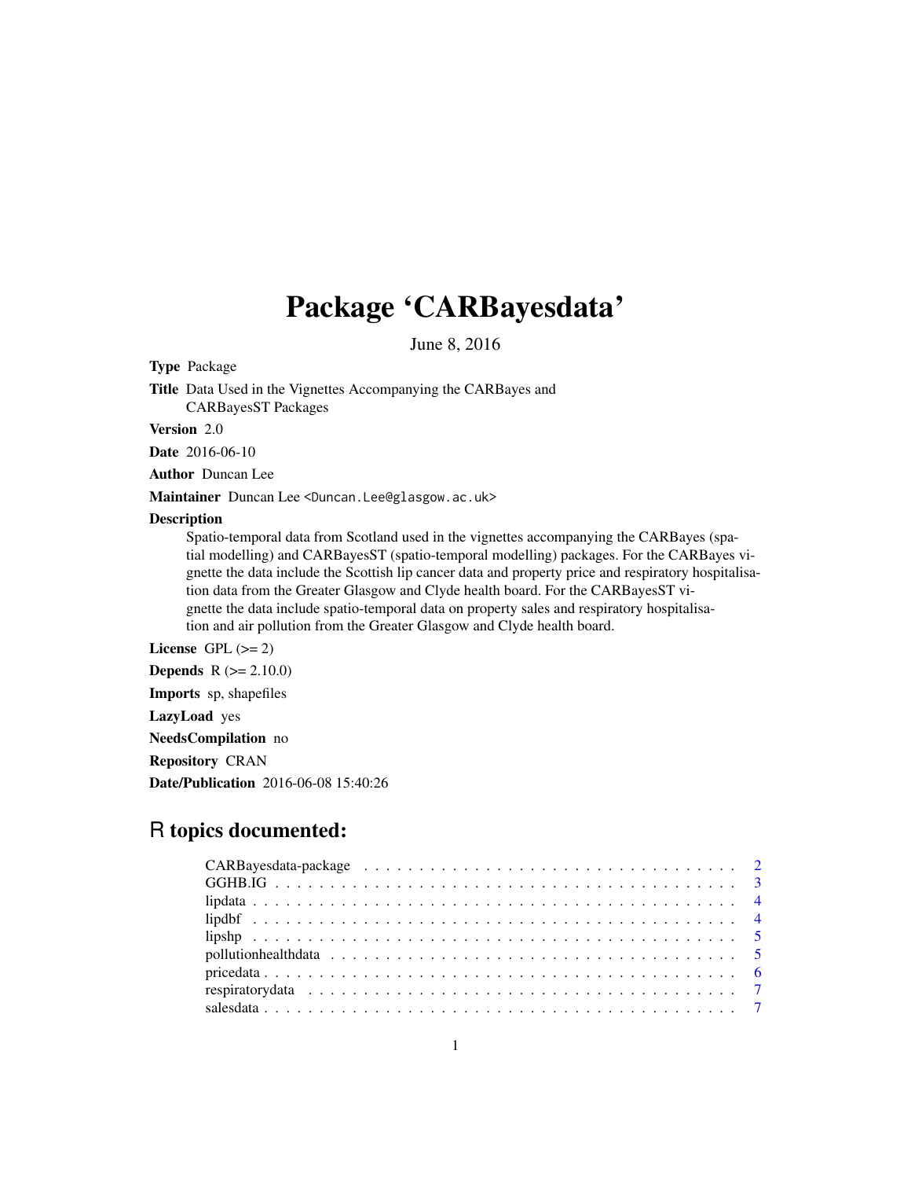# Package 'CARBayesdata'

June 8, 2016

**Type** Package

**Title** Data Used in the Vignettes Accompanying the CARBayes and CARBayesST Packages

**Version** 2.0

**Date** 2016-06-10

**Author** Duncan Lee

**Maintainer** Duncan Lee <Duncan.Lee@glasgow.ac.uk>

**Description**
Spatio-temporal data from Scotland used in the vignettes accompanying the CARBayes (spatial modelling) and CARBayesST (spatio-temporal modelling) packages. For the CARBayes vignette the data include the Scottish lip cancer data and property price and respiratory hospitalisation data from the Greater Glasgow and Clyde health board. For the CARBayesST vignette the data include spatio-temporal data on property sales and respiratory hospitalisation and air pollution from the Greater Glasgow and Clyde health board.

**License** GPL (>= 2)

**Depends** R (>= 2.10.0)

**Imports** sp, shapefiles

**LazyLoad** yes

**NeedsCompilation** no

**Repository** CRAN

**Date/Publication** 2016-06-08 15:40:26

## R topics documented:

- CARBayesdata-package . . . . . . . . . . 2
- GGHB.IG . . . . . . . . . . 3
- lipdata . . . . . . . . . . 4
- lipdbf . . . . . . . . . . 4
- lipshp . . . . . . . . . . 5
- pollutionhealthdata . . . . . . . . . . 5
- pricedata . . . . . . . . . . 6
- respiratorydata . . . . . . . . . . 7
- salesdata . . . . . . . . . . 7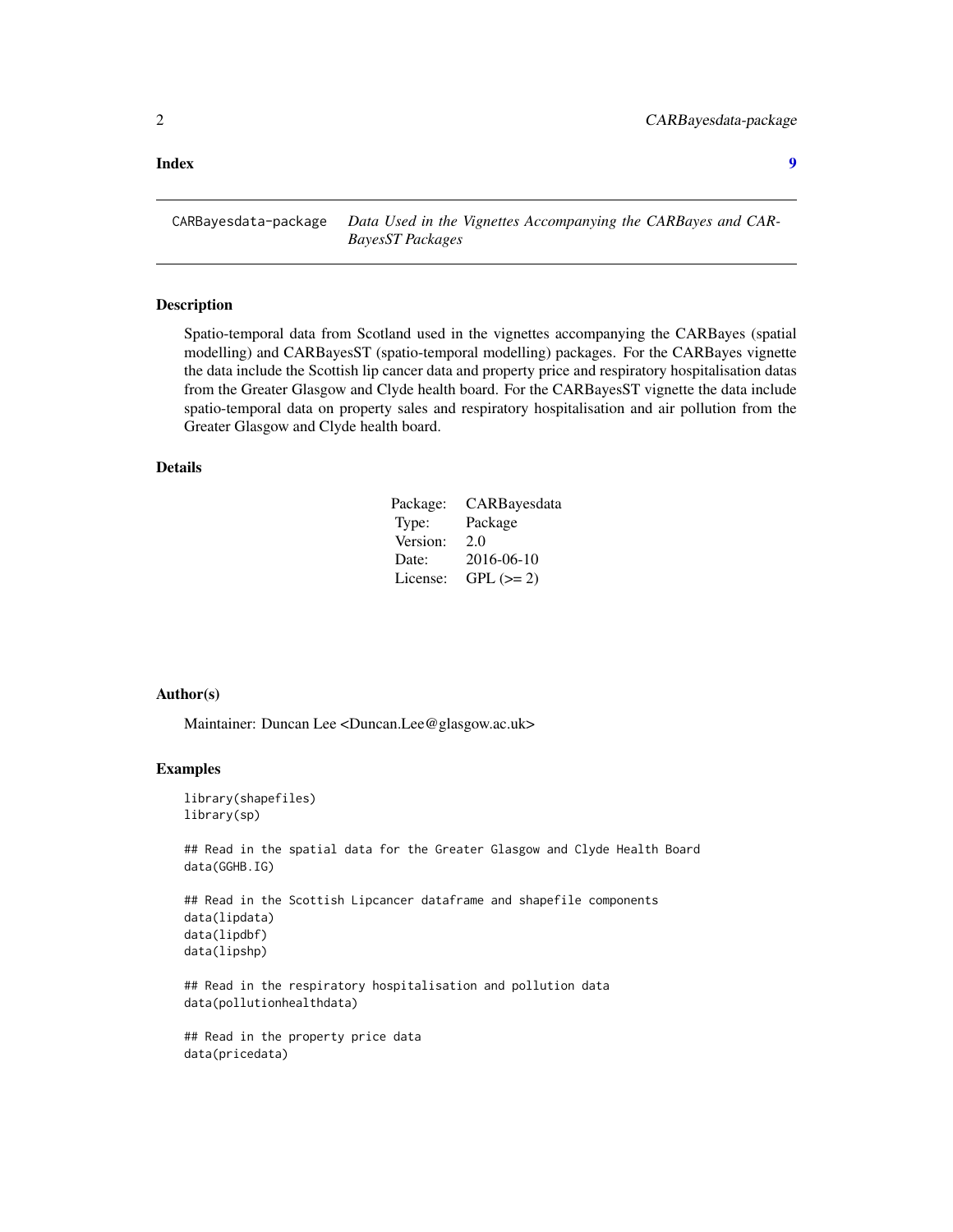**Index** **9**

---

CARBayesdata-package &nbsp;&nbsp;&nbsp; *Data Used in the Vignettes Accompanying the CARBayes and CARBayesST Packages*

---

## Description

Spatio-temporal data from Scotland used in the vignettes accompanying the CARBayes (spatial modelling) and CARBayesST (spatio-temporal modelling) packages. For the CARBayes vignette the data include the Scottish lip cancer data and property price and respiratory hospitalisation datas from the Greater Glasgow and Clyde health board. For the CARBayesST vignette the data include spatio-temporal data on property sales and respiratory hospitalisation and air pollution from the Greater Glasgow and Clyde health board.

## Details

| | |
|---|---|
| Package: | CARBayesdata |
| Type: | Package |
| Version: | 2.0 |
| Date: | 2016-06-10 |
| License: | GPL (>= 2) |

## Author(s)

Maintainer: Duncan Lee <Duncan.Lee@glasgow.ac.uk>

## Examples

```
library(shapefiles)
library(sp)

## Read in the spatial data for the Greater Glasgow and Clyde Health Board
data(GGHB.IG)

## Read in the Scottish Lipcancer dataframe and shapefile components
data(lipdata)
data(lipdbf)
data(lipshp)

## Read in the respiratory hospitalisation and pollution data
data(pollutionhealthdata)

## Read in the property price data
data(pricedata)
```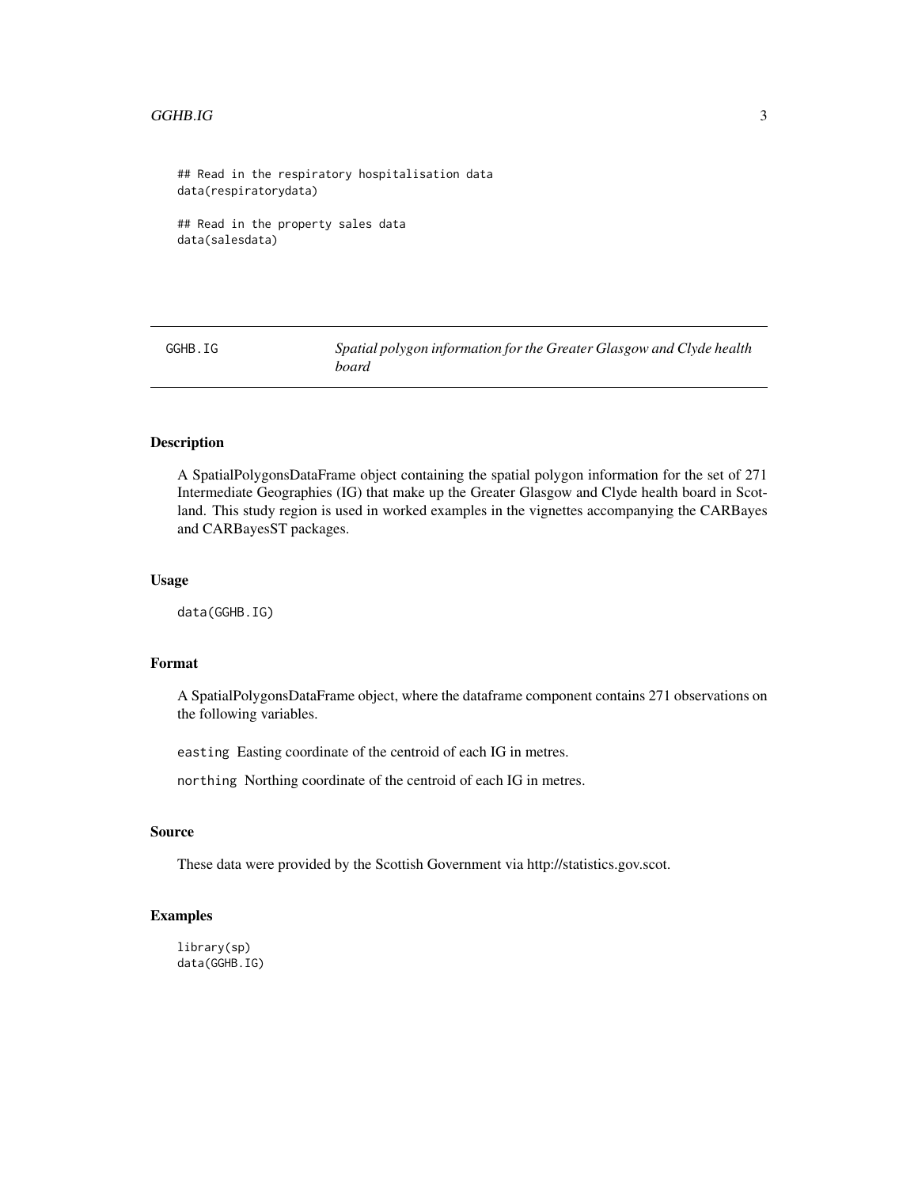```
## Read in the respiratory hospitalisation data
data(respiratorydata)

## Read in the property sales data
data(salesdata)
```

## GGHB.IG — *Spatial polygon information for the Greater Glasgow and Clyde health board*

### Description

A SpatialPolygonsDataFrame object containing the spatial polygon information for the set of 271 Intermediate Geographies (IG) that make up the Greater Glasgow and Clyde health board in Scotland. This study region is used in worked examples in the vignettes accompanying the CARBayes and CARBayesST packages.

### Usage

```
data(GGHB.IG)
```

### Format

A SpatialPolygonsDataFrame object, where the dataframe component contains 271 observations on the following variables.

`easting` Easting coordinate of the centroid of each IG in metres.

`northing` Northing coordinate of the centroid of each IG in metres.

### Source

These data were provided by the Scottish Government via http://statistics.gov.scot.

### Examples

```
library(sp)
data(GGHB.IG)
```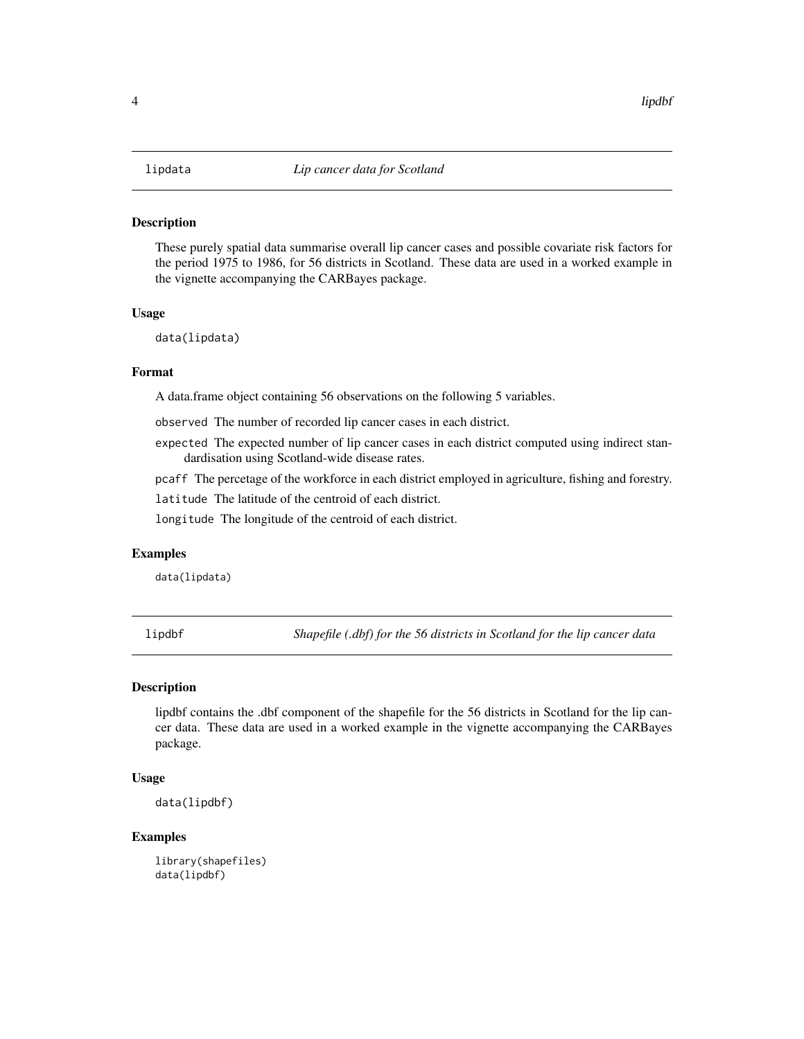## lipdata — *Lip cancer data for Scotland*

### Description

These purely spatial data summarise overall lip cancer cases and possible covariate risk factors for the period 1975 to 1986, for 56 districts in Scotland. These data are used in a worked example in the vignette accompanying the CARBayes package.

### Usage

```
data(lipdata)
```

### Format

A data.frame object containing 56 observations on the following 5 variables.

- `observed` The number of recorded lip cancer cases in each district.
- `expected` The expected number of lip cancer cases in each district computed using indirect standardisation using Scotland-wide disease rates.
- `pcaff` The percetage of the workforce in each district employed in agriculture, fishing and forestry.
- `latitude` The latitude of the centroid of each district.
- `longitude` The longitude of the centroid of each district.

### Examples

```
data(lipdata)
```

## lipdbf — *Shapefile (.dbf) for the 56 districts in Scotland for the lip cancer data*

### Description

lipdbf contains the .dbf component of the shapefile for the 56 districts in Scotland for the lip cancer data. These data are used in a worked example in the vignette accompanying the CARBayes package.

### Usage

```
data(lipdbf)
```

### Examples

```
library(shapefiles)
data(lipdbf)
```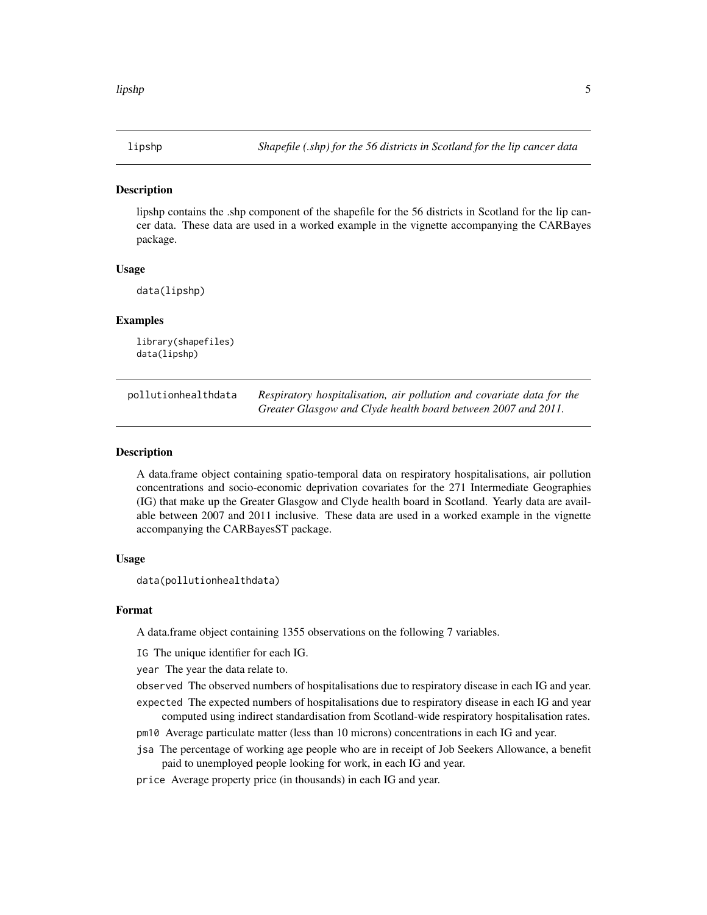## lipshp — *Shapefile (.shp) for the 56 districts in Scotland for the lip cancer data*

### Description

lipshp contains the .shp component of the shapefile for the 56 districts in Scotland for the lip cancer data. These data are used in a worked example in the vignette accompanying the CARBayes package.

### Usage

```
data(lipshp)
```

### Examples

```
library(shapefiles)
data(lipshp)
```

## pollutionhealthdata — *Respiratory hospitalisation, air pollution and covariate data for the Greater Glasgow and Clyde health board between 2007 and 2011.*

### Description

A data.frame object containing spatio-temporal data on respiratory hospitalisations, air pollution concentrations and socio-economic deprivation covariates for the 271 Intermediate Geographies (IG) that make up the Greater Glasgow and Clyde health board in Scotland. Yearly data are available between 2007 and 2011 inclusive. These data are used in a worked example in the vignette accompanying the CARBayesST package.

### Usage

```
data(pollutionhealthdata)
```

### Format

A data.frame object containing 1355 observations on the following 7 variables.

- `IG` The unique identifier for each IG.
- `year` The year the data relate to.
- `observed` The observed numbers of hospitalisations due to respiratory disease in each IG and year.
- `expected` The expected numbers of hospitalisations due to respiratory disease in each IG and year computed using indirect standardisation from Scotland-wide respiratory hospitalisation rates.
- `pm10` Average particulate matter (less than 10 microns) concentrations in each IG and year.
- `jsa` The percentage of working age people who are in receipt of Job Seekers Allowance, a benefit paid to unemployed people looking for work, in each IG and year.
- `price` Average property price (in thousands) in each IG and year.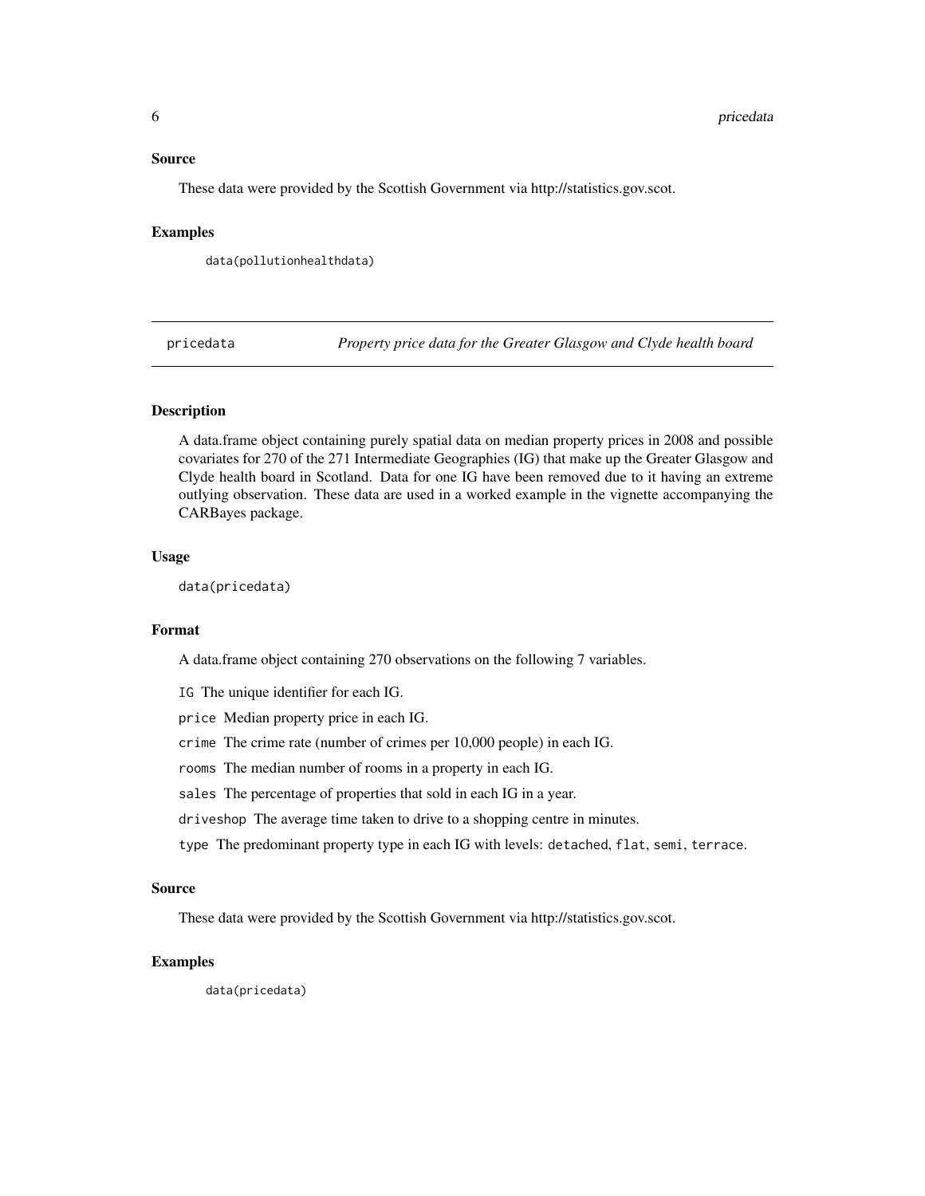## Source

These data were provided by the Scottish Government via http://statistics.gov.scot.

## Examples

```
data(pollutionhealthdata)
```

---

# pricedata — *Property price data for the Greater Glasgow and Clyde health board*

---

## Description

A data.frame object containing purely spatial data on median property prices in 2008 and possible covariates for 270 of the 271 Intermediate Geographies (IG) that make up the Greater Glasgow and Clyde health board in Scotland. Data for one IG have been removed due to it having an extreme outlying observation. These data are used in a worked example in the vignette accompanying the CARBayes package.

## Usage

```
data(pricedata)
```

## Format

A data.frame object containing 270 observations on the following 7 variables.

- `IG` The unique identifier for each IG.
- `price` Median property price in each IG.
- `crime` The crime rate (number of crimes per 10,000 people) in each IG.
- `rooms` The median number of rooms in a property in each IG.
- `sales` The percentage of properties that sold in each IG in a year.
- `driveshop` The average time taken to drive to a shopping centre in minutes.
- `type` The predominant property type in each IG with levels: `detached`, `flat`, `semi`, `terrace`.

## Source

These data were provided by the Scottish Government via http://statistics.gov.scot.

## Examples

```
data(pricedata)
```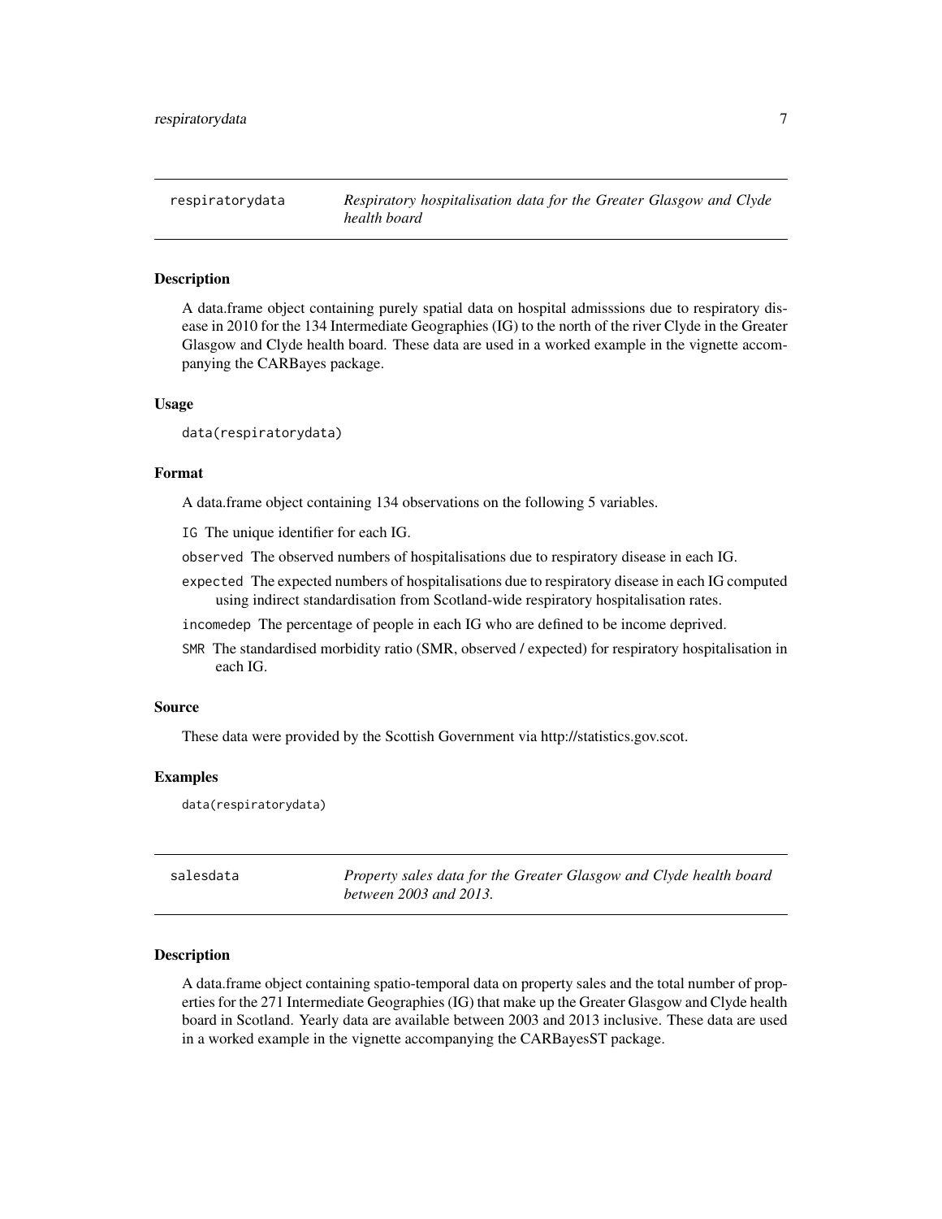## respiratorydata — *Respiratory hospitalisation data for the Greater Glasgow and Clyde health board*

### Description

A data.frame object containing purely spatial data on hospital admisssions due to respiratory disease in 2010 for the 134 Intermediate Geographies (IG) to the north of the river Clyde in the Greater Glasgow and Clyde health board. These data are used in a worked example in the vignette accompanying the CARBayes package.

### Usage

```
data(respiratorydata)
```

### Format

A data.frame object containing 134 observations on the following 5 variables.

- `IG` The unique identifier for each IG.
- `observed` The observed numbers of hospitalisations due to respiratory disease in each IG.
- `expected` The expected numbers of hospitalisations due to respiratory disease in each IG computed using indirect standardisation from Scotland-wide respiratory hospitalisation rates.
- `incomedep` The percentage of people in each IG who are defined to be income deprived.
- `SMR` The standardised morbidity ratio (SMR, observed / expected) for respiratory hospitalisation in each IG.

### Source

These data were provided by the Scottish Government via http://statistics.gov.scot.

### Examples

```
data(respiratorydata)
```

## salesdata — *Property sales data for the Greater Glasgow and Clyde health board between 2003 and 2013.*

### Description

A data.frame object containing spatio-temporal data on property sales and the total number of properties for the 271 Intermediate Geographies (IG) that make up the Greater Glasgow and Clyde health board in Scotland. Yearly data are available between 2003 and 2013 inclusive. These data are used in a worked example in the vignette accompanying the CARBayesST package.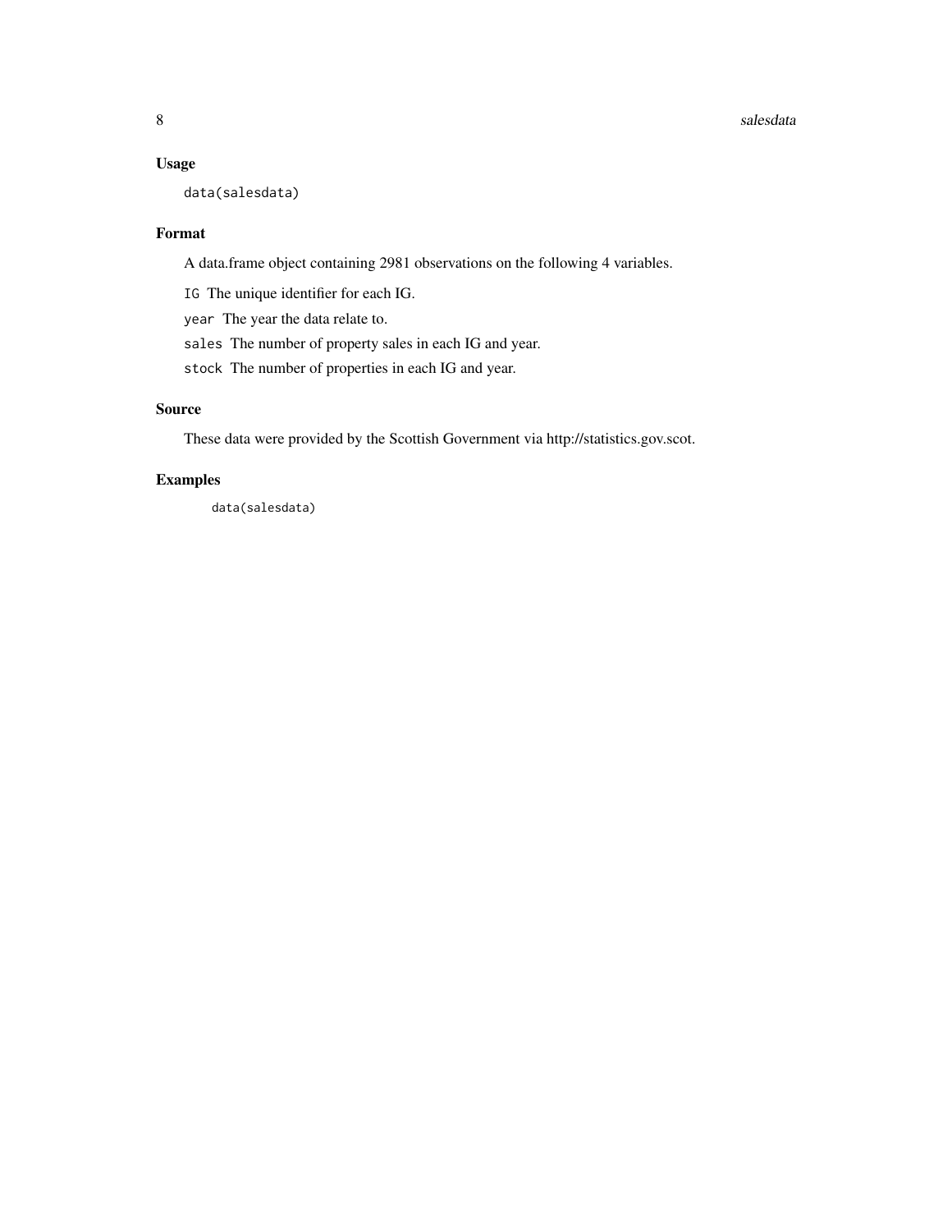### Usage

```
data(salesdata)
```

### Format

A data.frame object containing 2981 observations on the following 4 variables.

`IG` The unique identifier for each IG.

`year` The year the data relate to.

`sales` The number of property sales in each IG and year.

`stock` The number of properties in each IG and year.

### Source

These data were provided by the Scottish Government via http://statistics.gov.scot.

### Examples

```
data(salesdata)
```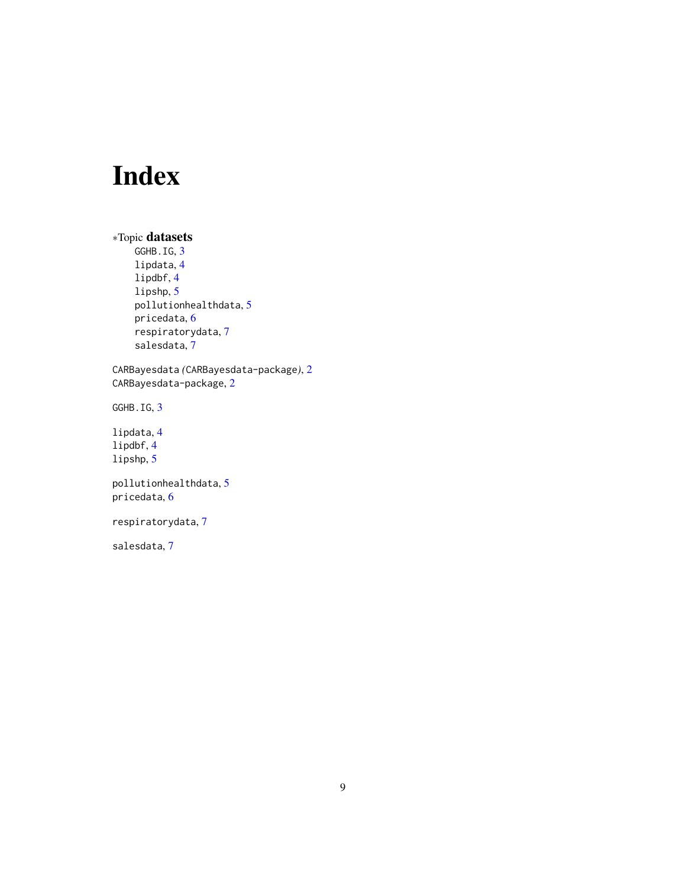# Index

∗Topic **datasets**

- GGHB.IG, 3
- lipdata, 4
- lipdbf, 4
- lipshp, 5
- pollutionhealthdata, 5
- pricedata, 6
- respiratorydata, 7
- salesdata, 7

CARBayesdata *(*CARBayesdata-package*)*, 2
CARBayesdata-package, 2

GGHB.IG, 3

lipdata, 4
lipdbf, 4
lipshp, 5

pollutionhealthdata, 5
pricedata, 6

respiratorydata, 7

salesdata, 7